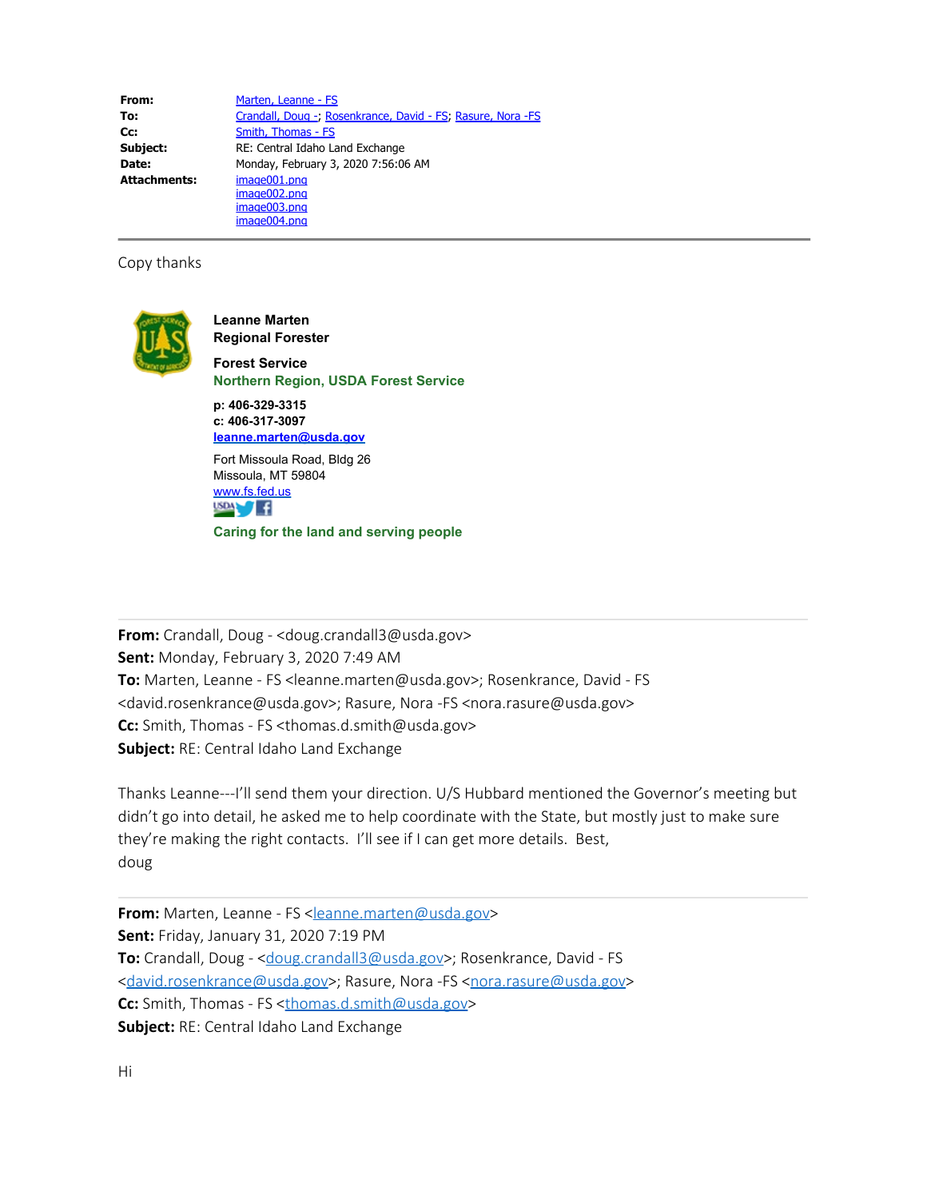| | |
|---|---|
| **From:** | Marten, Leanne - FS |
| **To:** | Crandall, Doug -; Rosenkrance, David - FS; Rasure, Nora -FS |
| **Cc:** | Smith, Thomas - FS |
| **Subject:** | RE: Central Idaho Land Exchange |
| **Date:** | Monday, February 3, 2020 7:56:06 AM |
| **Attachments:** | image001.png<br>image002.png<br>image003.png<br>image004.png |

---

Copy thanks

**Leanne Marten**
**Regional Forester**

**Forest Service**
**Northern Region, USDA Forest Service**

**p: 406-329-3315**
**c: 406-317-3097**
**leanne.marten@usda.gov**

Fort Missoula Road, Bldg 26
Missoula, MT 59804
www.fs.fed.us

**Caring for the land and serving people**

---

**From:** Crandall, Doug - <doug.crandall3@usda.gov>
**Sent:** Monday, February 3, 2020 7:49 AM
**To:** Marten, Leanne - FS <leanne.marten@usda.gov>; Rosenkrance, David - FS <david.rosenkrance@usda.gov>; Rasure, Nora -FS <nora.rasure@usda.gov>
**Cc:** Smith, Thomas - FS <thomas.d.smith@usda.gov>
**Subject:** RE: Central Idaho Land Exchange

Thanks Leanne---I'll send them your direction. U/S Hubbard mentioned the Governor's meeting but didn't go into detail, he asked me to help coordinate with the State, but mostly just to make sure they're making the right contacts. I'll see if I can get more details. Best,
doug

---

**From:** Marten, Leanne - FS <leanne.marten@usda.gov>
**Sent:** Friday, January 31, 2020 7:19 PM
**To:** Crandall, Doug - <doug.crandall3@usda.gov>; Rosenkrance, David - FS <david.rosenkrance@usda.gov>; Rasure, Nora -FS <nora.rasure@usda.gov>
**Cc:** Smith, Thomas - FS <thomas.d.smith@usda.gov>
**Subject:** RE: Central Idaho Land Exchange

Hi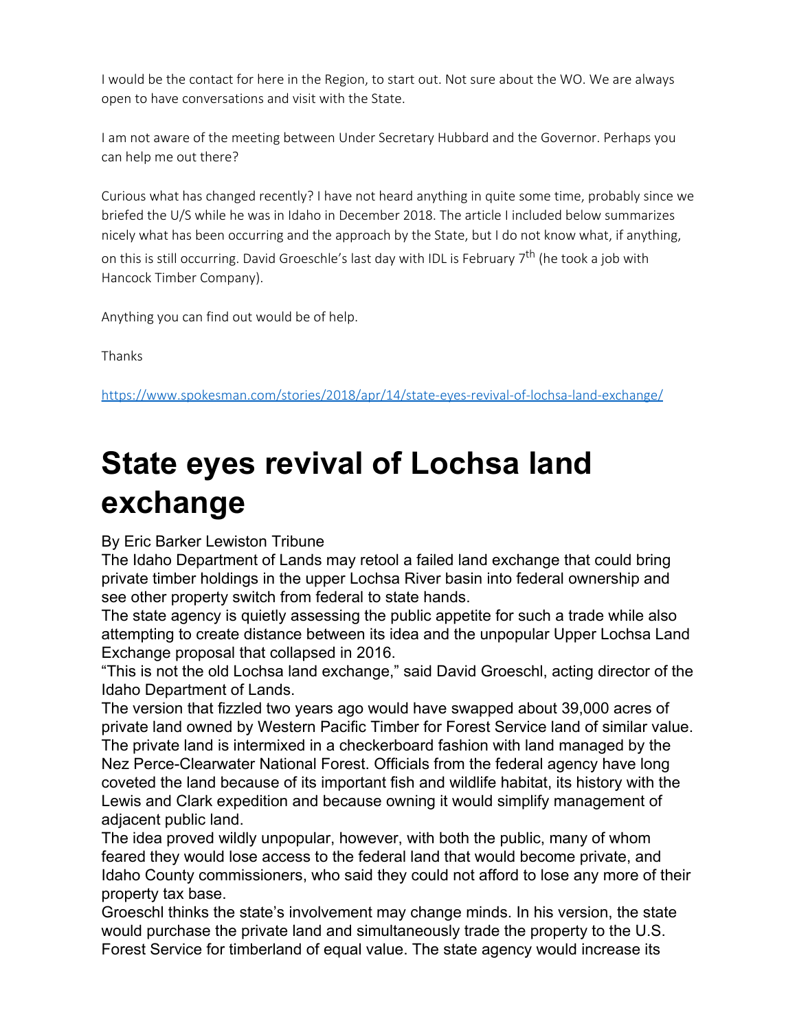I would be the contact for here in the Region, to start out. Not sure about the WO. We are always open to have conversations and visit with the State.

I am not aware of the meeting between Under Secretary Hubbard and the Governor. Perhaps you can help me out there?

Curious what has changed recently? I have not heard anything in quite some time, probably since we briefed the U/S while he was in Idaho in December 2018. The article I included below summarizes nicely what has been occurring and the approach by the State, but I do not know what, if anything, on this is still occurring. David Groeschle's last day with IDL is February 7th (he took a job with Hancock Timber Company).

Anything you can find out would be of help.

Thanks

https://www.spokesman.com/stories/2018/apr/14/state-eyes-revival-of-lochsa-land-exchange/

# State eyes revival of Lochsa land exchange

By Eric Barker Lewiston Tribune

The Idaho Department of Lands may retool a failed land exchange that could bring private timber holdings in the upper Lochsa River basin into federal ownership and see other property switch from federal to state hands.

The state agency is quietly assessing the public appetite for such a trade while also attempting to create distance between its idea and the unpopular Upper Lochsa Land Exchange proposal that collapsed in 2016.

"This is not the old Lochsa land exchange," said David Groeschl, acting director of the Idaho Department of Lands.

The version that fizzled two years ago would have swapped about 39,000 acres of private land owned by Western Pacific Timber for Forest Service land of similar value. The private land is intermixed in a checkerboard fashion with land managed by the Nez Perce-Clearwater National Forest. Officials from the federal agency have long coveted the land because of its important fish and wildlife habitat, its history with the Lewis and Clark expedition and because owning it would simplify management of adjacent public land.

The idea proved wildly unpopular, however, with both the public, many of whom feared they would lose access to the federal land that would become private, and Idaho County commissioners, who said they could not afford to lose any more of their property tax base.

Groeschl thinks the state's involvement may change minds. In his version, the state would purchase the private land and simultaneously trade the property to the U.S. Forest Service for timberland of equal value. The state agency would increase its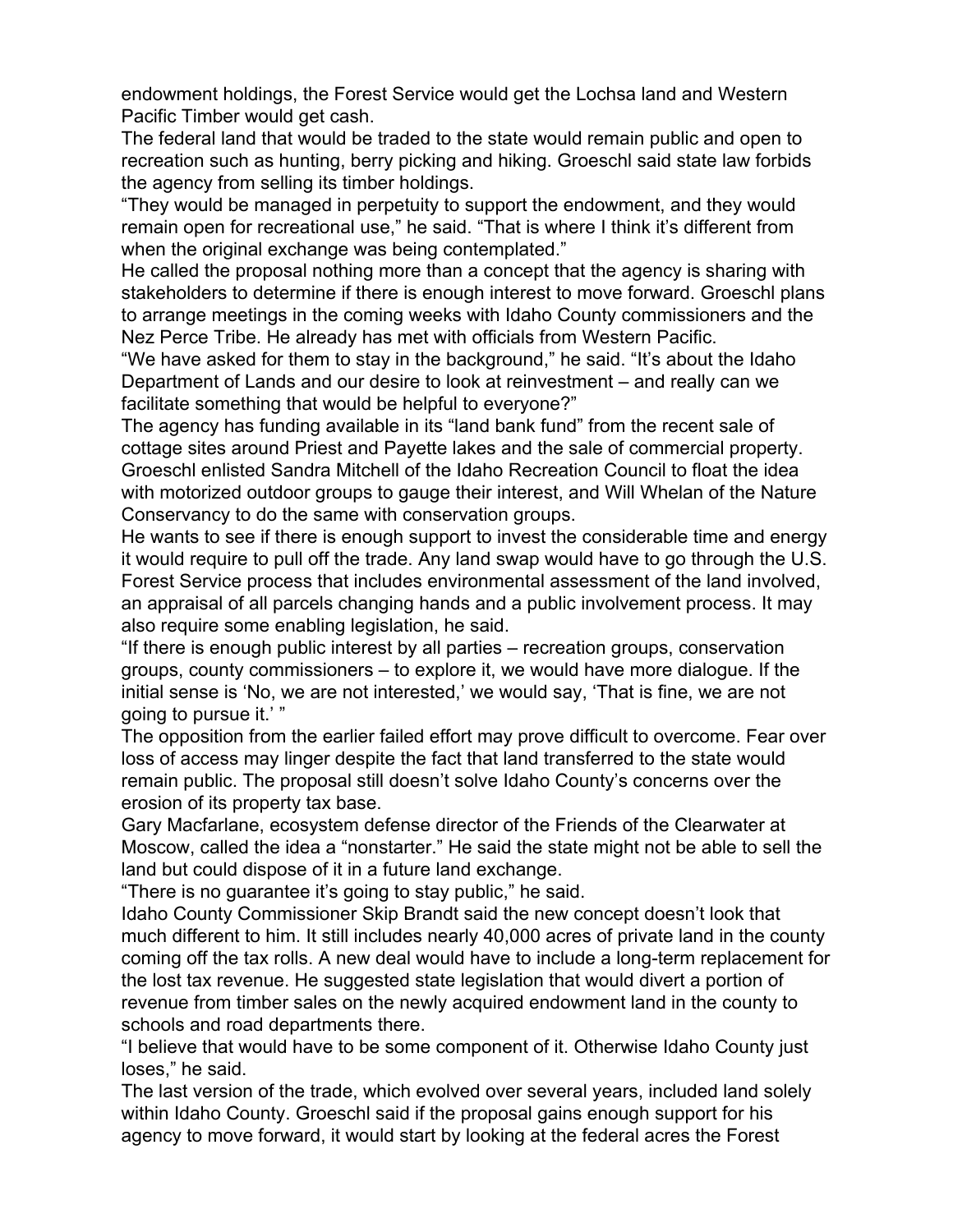endowment holdings, the Forest Service would get the Lochsa land and Western Pacific Timber would get cash.

The federal land that would be traded to the state would remain public and open to recreation such as hunting, berry picking and hiking. Groeschl said state law forbids the agency from selling its timber holdings.

"They would be managed in perpetuity to support the endowment, and they would remain open for recreational use," he said. "That is where I think it's different from when the original exchange was being contemplated."

He called the proposal nothing more than a concept that the agency is sharing with stakeholders to determine if there is enough interest to move forward. Groeschl plans to arrange meetings in the coming weeks with Idaho County commissioners and the Nez Perce Tribe. He already has met with officials from Western Pacific.

"We have asked for them to stay in the background," he said. "It's about the Idaho Department of Lands and our desire to look at reinvestment – and really can we facilitate something that would be helpful to everyone?"

The agency has funding available in its "land bank fund" from the recent sale of cottage sites around Priest and Payette lakes and the sale of commercial property. Groeschl enlisted Sandra Mitchell of the Idaho Recreation Council to float the idea with motorized outdoor groups to gauge their interest, and Will Whelan of the Nature Conservancy to do the same with conservation groups.

He wants to see if there is enough support to invest the considerable time and energy it would require to pull off the trade. Any land swap would have to go through the U.S. Forest Service process that includes environmental assessment of the land involved, an appraisal of all parcels changing hands and a public involvement process. It may also require some enabling legislation, he said.

"If there is enough public interest by all parties – recreation groups, conservation groups, county commissioners – to explore it, we would have more dialogue. If the initial sense is 'No, we are not interested,' we would say, 'That is fine, we are not going to pursue it.' "

The opposition from the earlier failed effort may prove difficult to overcome. Fear over loss of access may linger despite the fact that land transferred to the state would remain public. The proposal still doesn't solve Idaho County's concerns over the erosion of its property tax base.

Gary Macfarlane, ecosystem defense director of the Friends of the Clearwater at Moscow, called the idea a "nonstarter." He said the state might not be able to sell the land but could dispose of it in a future land exchange.

"There is no guarantee it's going to stay public," he said.

Idaho County Commissioner Skip Brandt said the new concept doesn't look that much different to him. It still includes nearly 40,000 acres of private land in the county coming off the tax rolls. A new deal would have to include a long-term replacement for the lost tax revenue. He suggested state legislation that would divert a portion of revenue from timber sales on the newly acquired endowment land in the county to schools and road departments there.

"I believe that would have to be some component of it. Otherwise Idaho County just loses," he said.

The last version of the trade, which evolved over several years, included land solely within Idaho County. Groeschl said if the proposal gains enough support for his agency to move forward, it would start by looking at the federal acres the Forest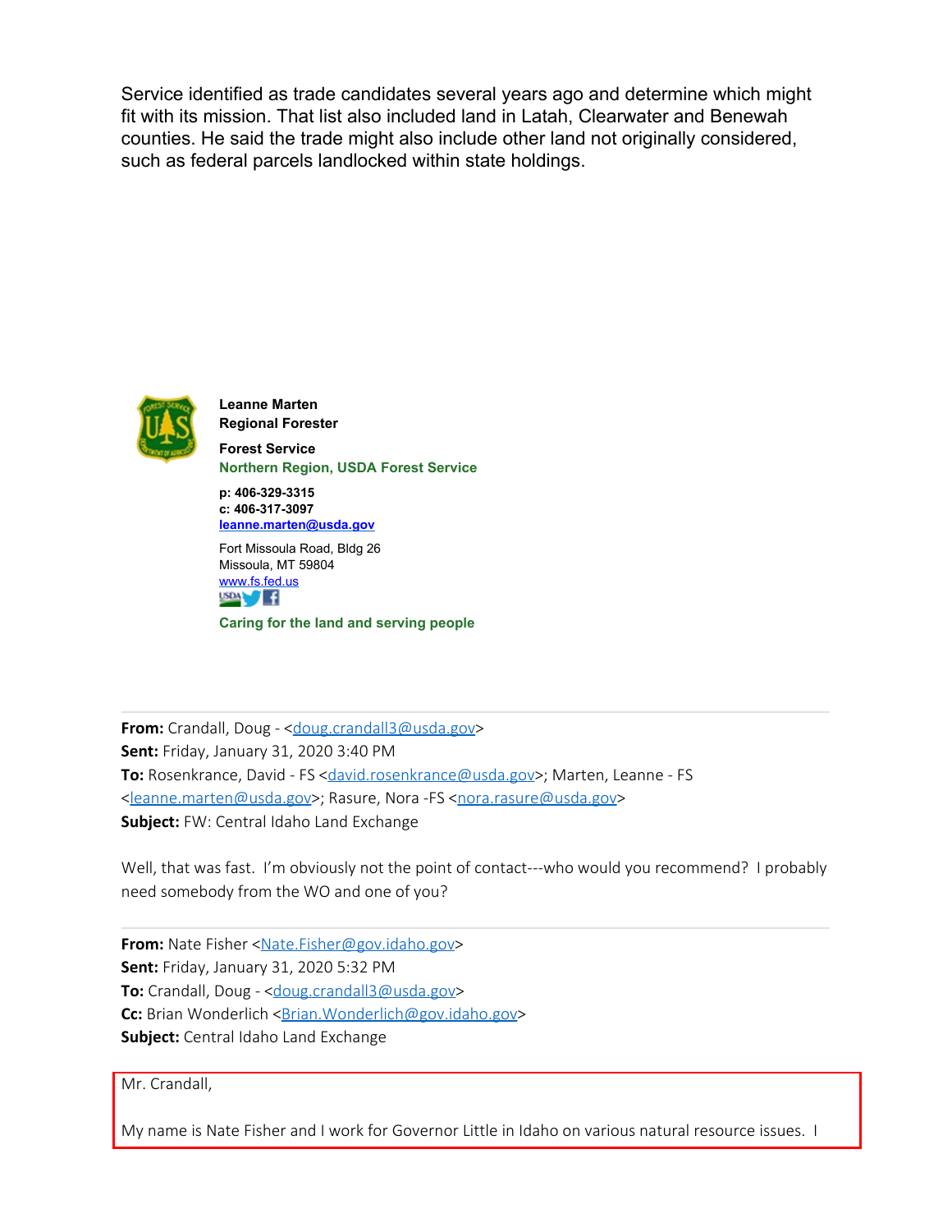Service identified as trade candidates several years ago and determine which might fit with its mission. That list also included land in Latah, Clearwater and Benewah counties. He said the trade might also include other land not originally considered, such as federal parcels landlocked within state holdings.

**Leanne Marten**
**Regional Forester**

**Forest Service**
**Northern Region, USDA Forest Service**

**p: 406-329-3315**
**c: 406-317-3097**
**leanne.marten@usda.gov**

Fort Missoula Road, Bldg 26
Missoula, MT 59804
www.fs.fed.us

**Caring for the land and serving people**

---

**From:** Crandall, Doug - <doug.crandall3@usda.gov>
**Sent:** Friday, January 31, 2020 3:40 PM
**To:** Rosenkrance, David - FS <david.rosenkrance@usda.gov>; Marten, Leanne - FS <leanne.marten@usda.gov>; Rasure, Nora -FS <nora.rasure@usda.gov>
**Subject:** FW: Central Idaho Land Exchange

Well, that was fast. I'm obviously not the point of contact---who would you recommend? I probably need somebody from the WO and one of you?

---

**From:** Nate Fisher <Nate.Fisher@gov.idaho.gov>
**Sent:** Friday, January 31, 2020 5:32 PM
**To:** Crandall, Doug - <doug.crandall3@usda.gov>
**Cc:** Brian Wonderlich <Brian.Wonderlich@gov.idaho.gov>
**Subject:** Central Idaho Land Exchange

Mr. Crandall,

My name is Nate Fisher and I work for Governor Little in Idaho on various natural resource issues. I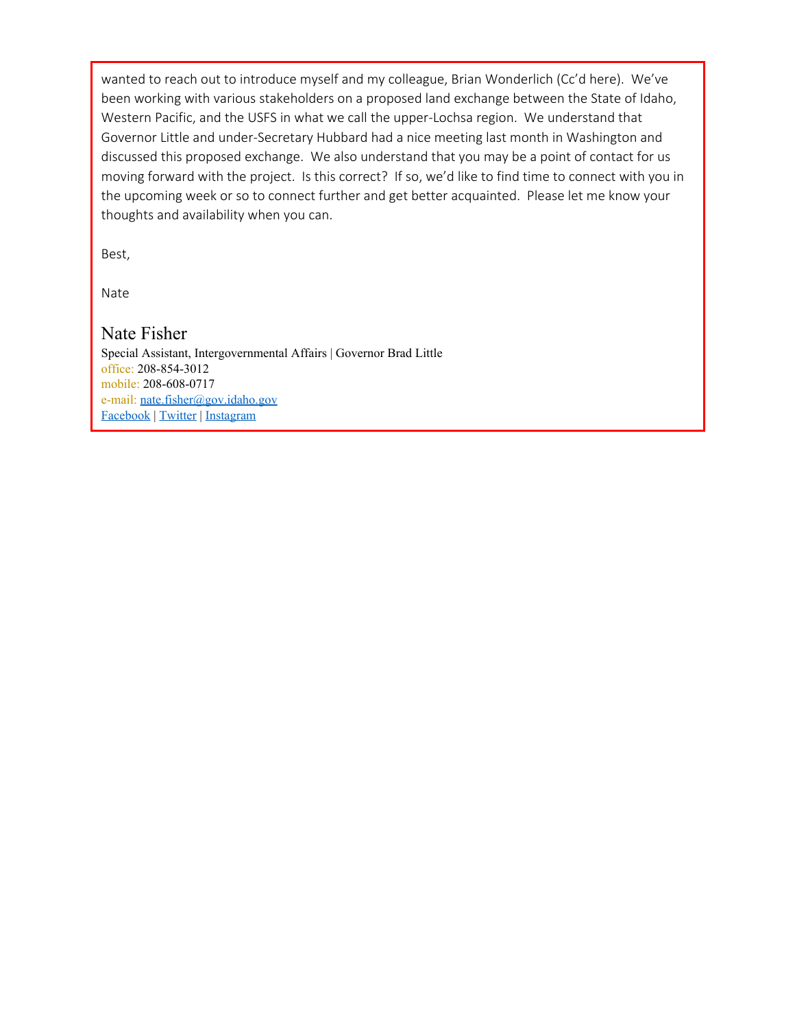wanted to reach out to introduce myself and my colleague, Brian Wonderlich (Cc'd here). We've been working with various stakeholders on a proposed land exchange between the State of Idaho, Western Pacific, and the USFS in what we call the upper-Lochsa region. We understand that Governor Little and under-Secretary Hubbard had a nice meeting last month in Washington and discussed this proposed exchange. We also understand that you may be a point of contact for us moving forward with the project. Is this correct? If so, we'd like to find time to connect with you in the upcoming week or so to connect further and get better acquainted. Please let me know your thoughts and availability when you can.

Best,

Nate

Nate Fisher
Special Assistant, Intergovernmental Affairs | Governor Brad Little
office: 208-854-3012
mobile: 208-608-0717
e-mail: nate.fisher@gov.idaho.gov
Facebook | Twitter | Instagram